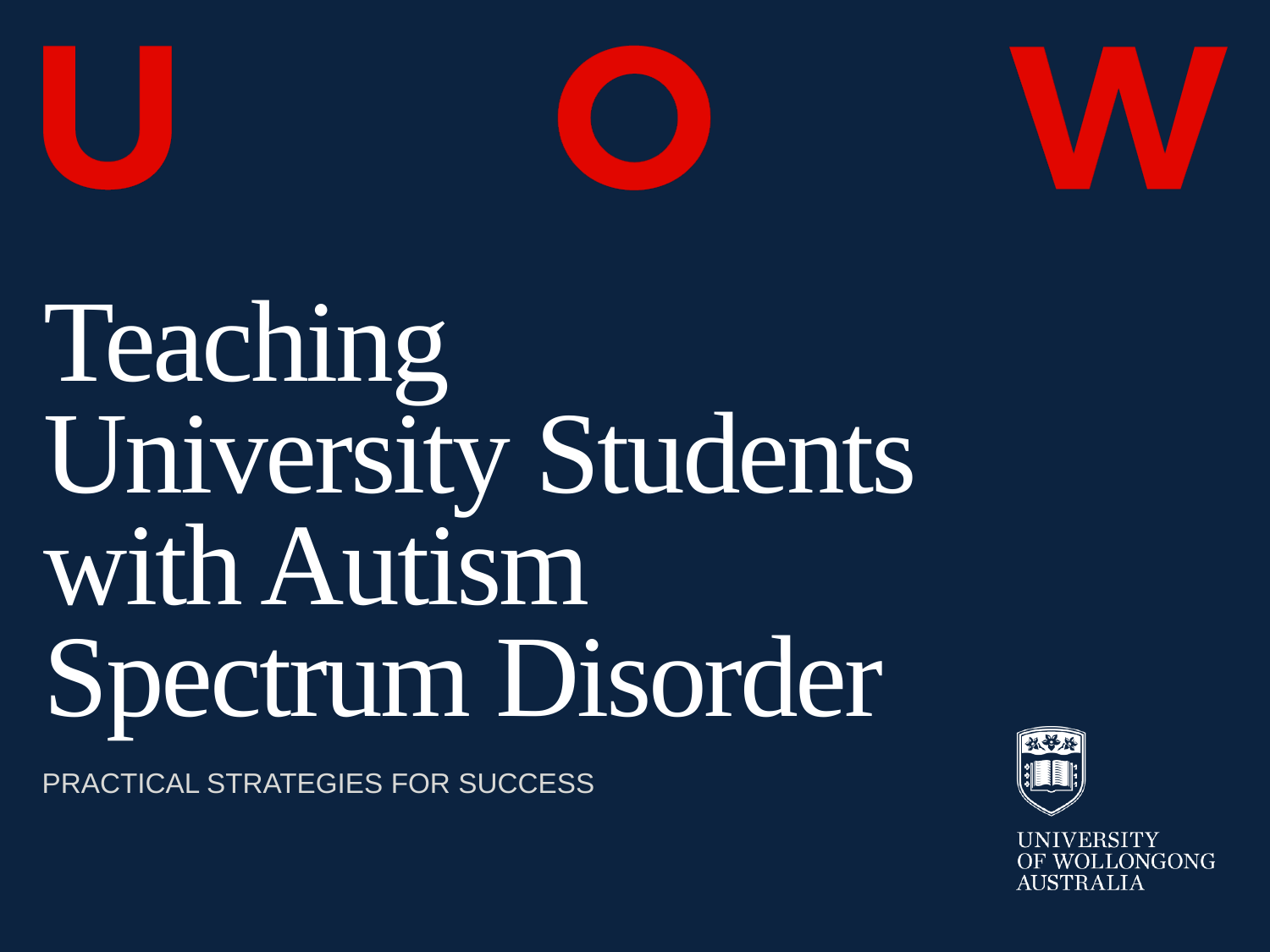# Teaching University Students with Autism Spectrum Disorder

PRACTICAL STRATEGIES FOR SUCCESS

UNIVERSITY OF WOLLONGONG AUSTRALIA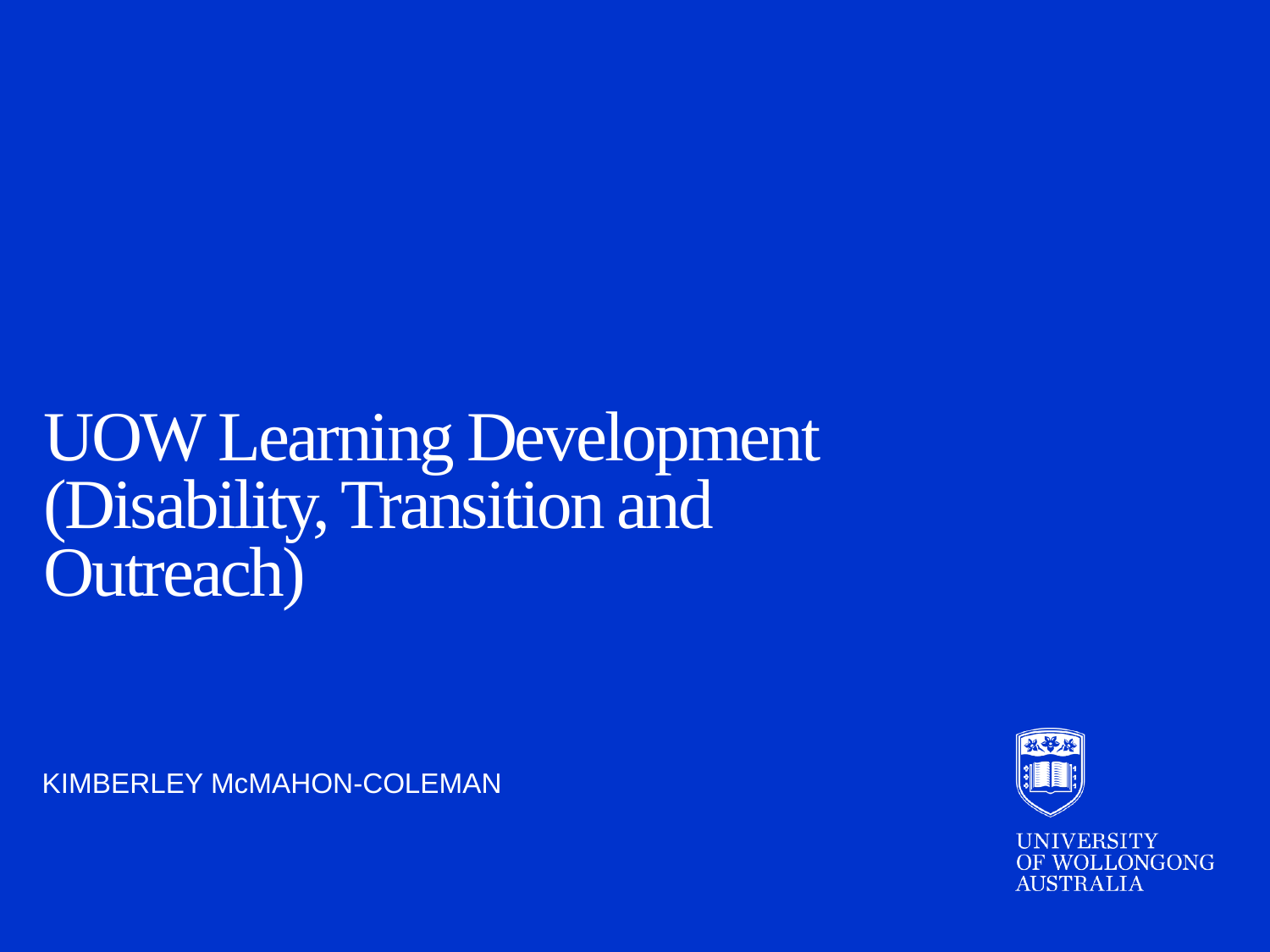# UOW Learning Development (Disability, Transition and Outreach)

KIMBERLEY McMAHON-COLEMAN

UNIVERSITY OF WOLLONGONG AUSTRALIA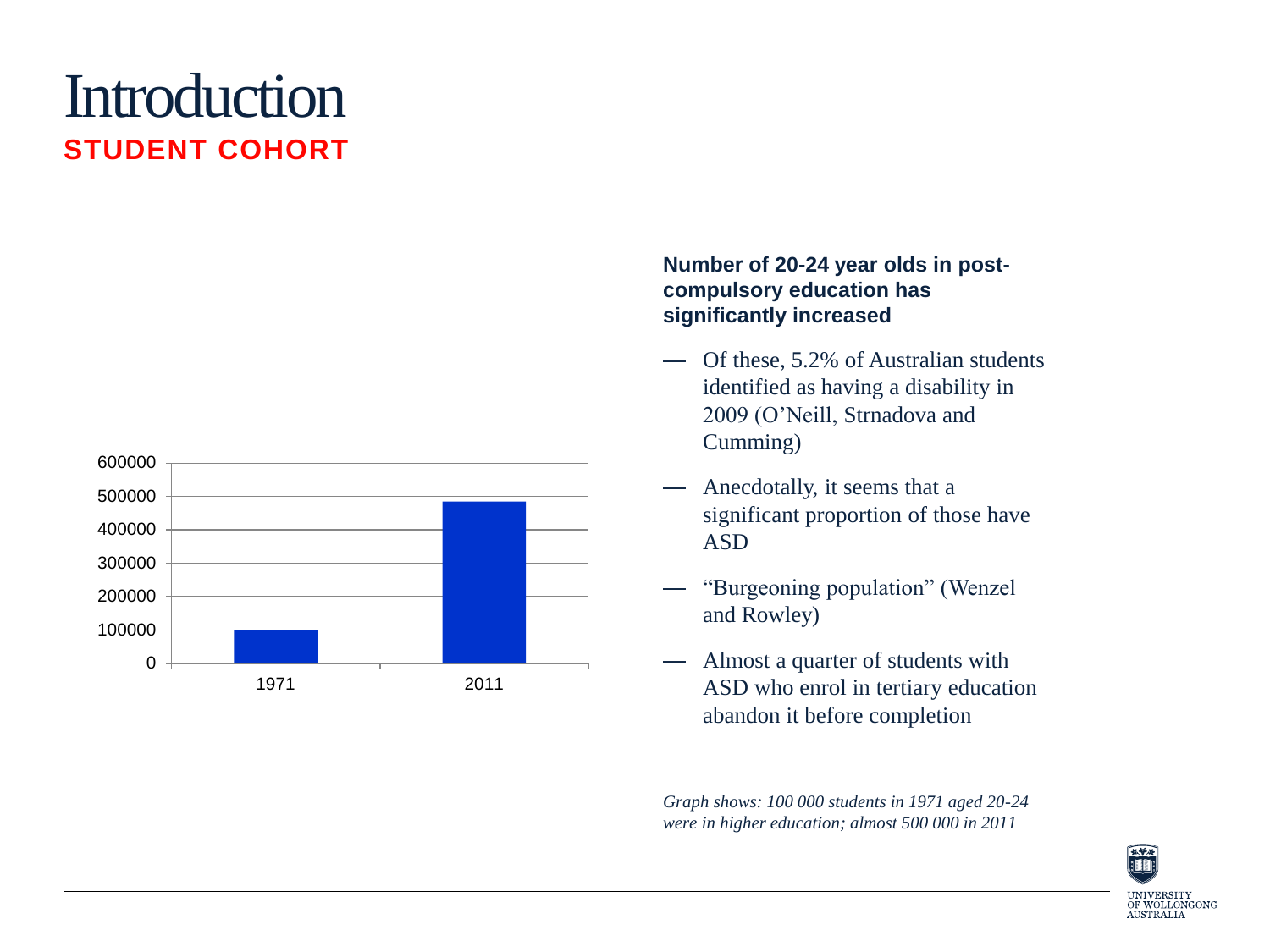# Introduction

## STUDENT COHORT

| Year | Number of students |
| --- | --- |
| 1971 | 100000 |
| 2011 | ~480000 |

**Number of 20-24 year olds in post-compulsory education has significantly increased**

- Of these, 5.2% of Australian students identified as having a disability in 2009 (O'Neill, Strnadova and Cumming)
- Anecdotally, it seems that a significant proportion of those have ASD
- "Burgeoning population" (Wenzel and Rowley)
- Almost a quarter of students with ASD who enrol in tertiary education abandon it before completion

*Graph shows: 100 000 students in 1971 aged 20-24 were in higher education; almost 500 000 in 2011*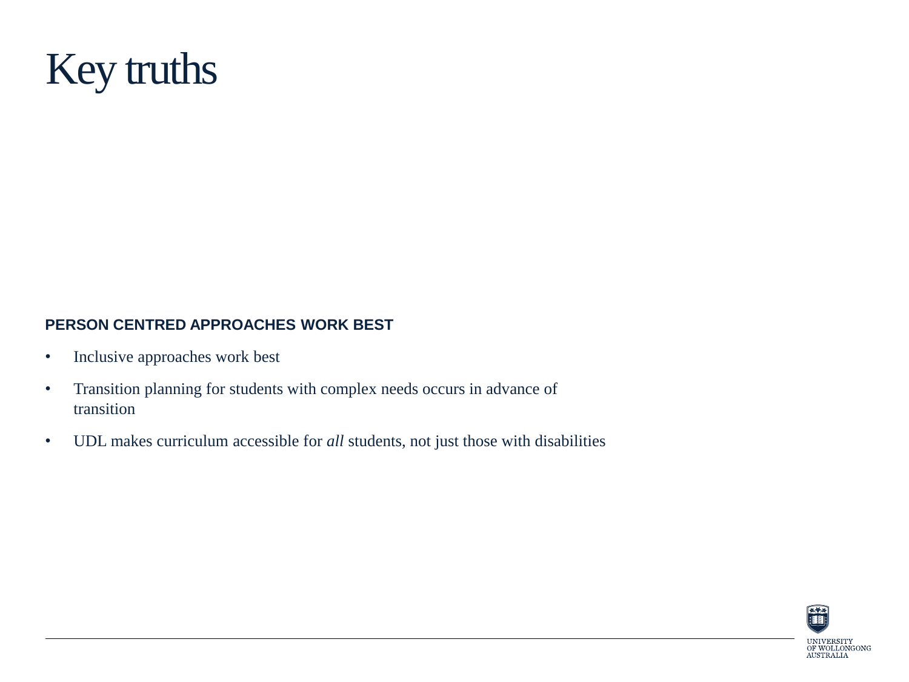# Key truths

**PERSON CENTRED APPROACHES WORK BEST**

- Inclusive approaches work best
- Transition planning for students with complex needs occurs in advance of transition
- UDL makes curriculum accessible for *all* students, not just those with disabilities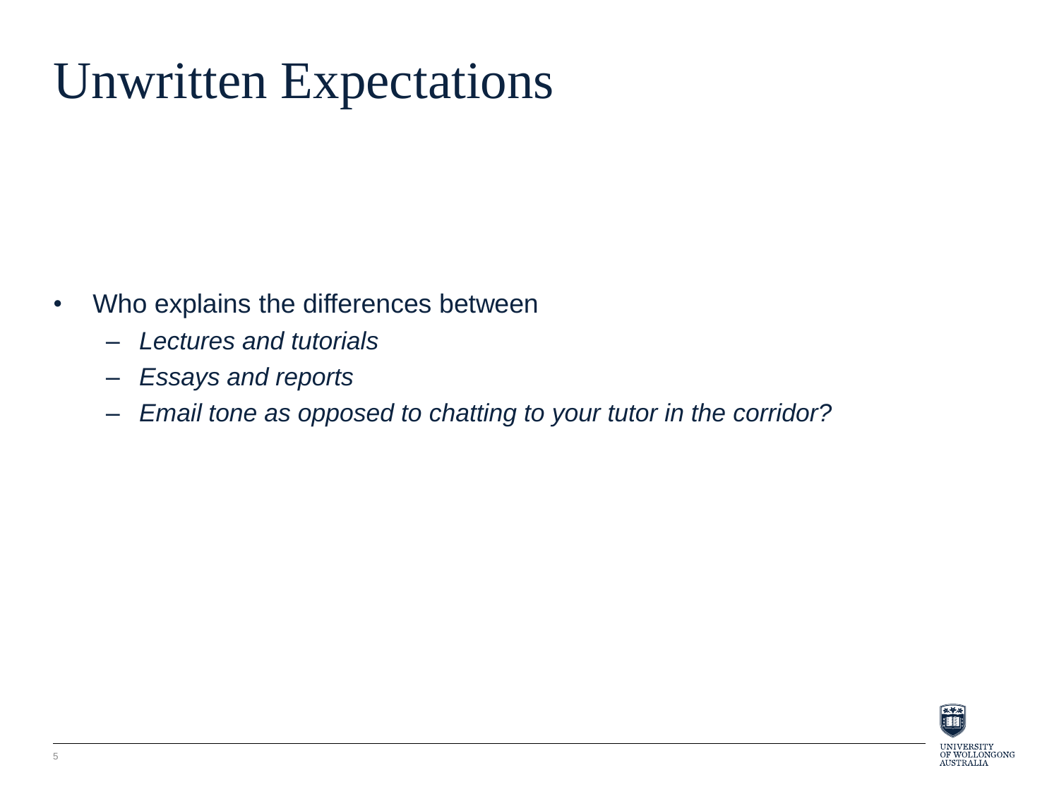# Unwritten Expectations

- Who explains the differences between
  - *Lectures and tutorials*
  - *Essays and reports*
  - *Email tone as opposed to chatting to your tutor in the corridor?*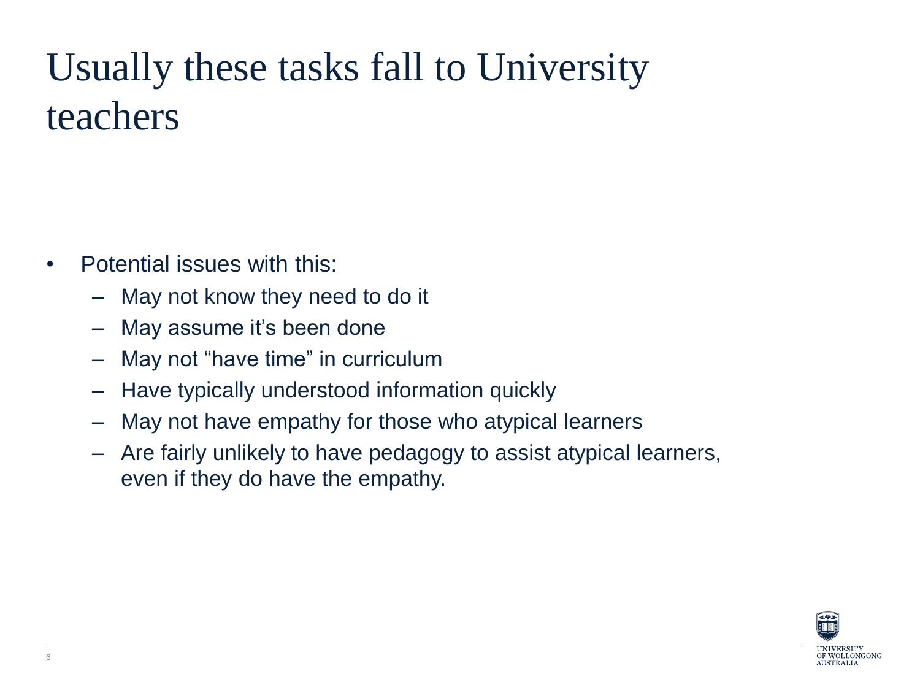# Usually these tasks fall to University teachers

- Potential issues with this:
  - May not know they need to do it
  - May assume it's been done
  - May not "have time" in curriculum
  - Have typically understood information quickly
  - May not have empathy for those who atypical learners
  - Are fairly unlikely to have pedagogy to assist atypical learners, even if they do have the empathy.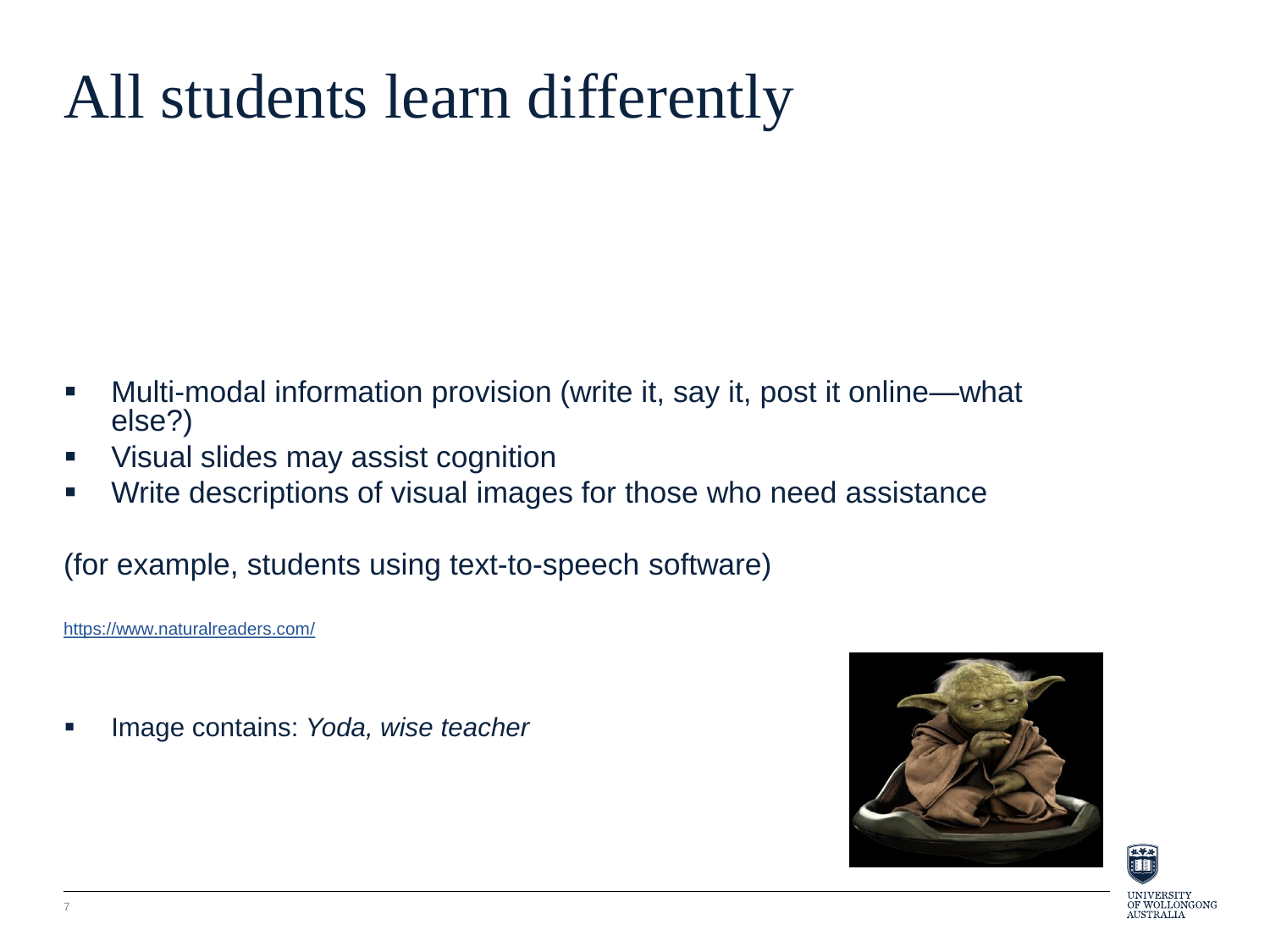# All students learn differently

- Multi-modal information provision (write it, say it, post it online—what else?)
- Visual slides may assist cognition
- Write descriptions of visual images for those who need assistance

(for example, students using text-to-speech software)

https://www.naturalreaders.com/

- Image contains: *Yoda, wise teacher*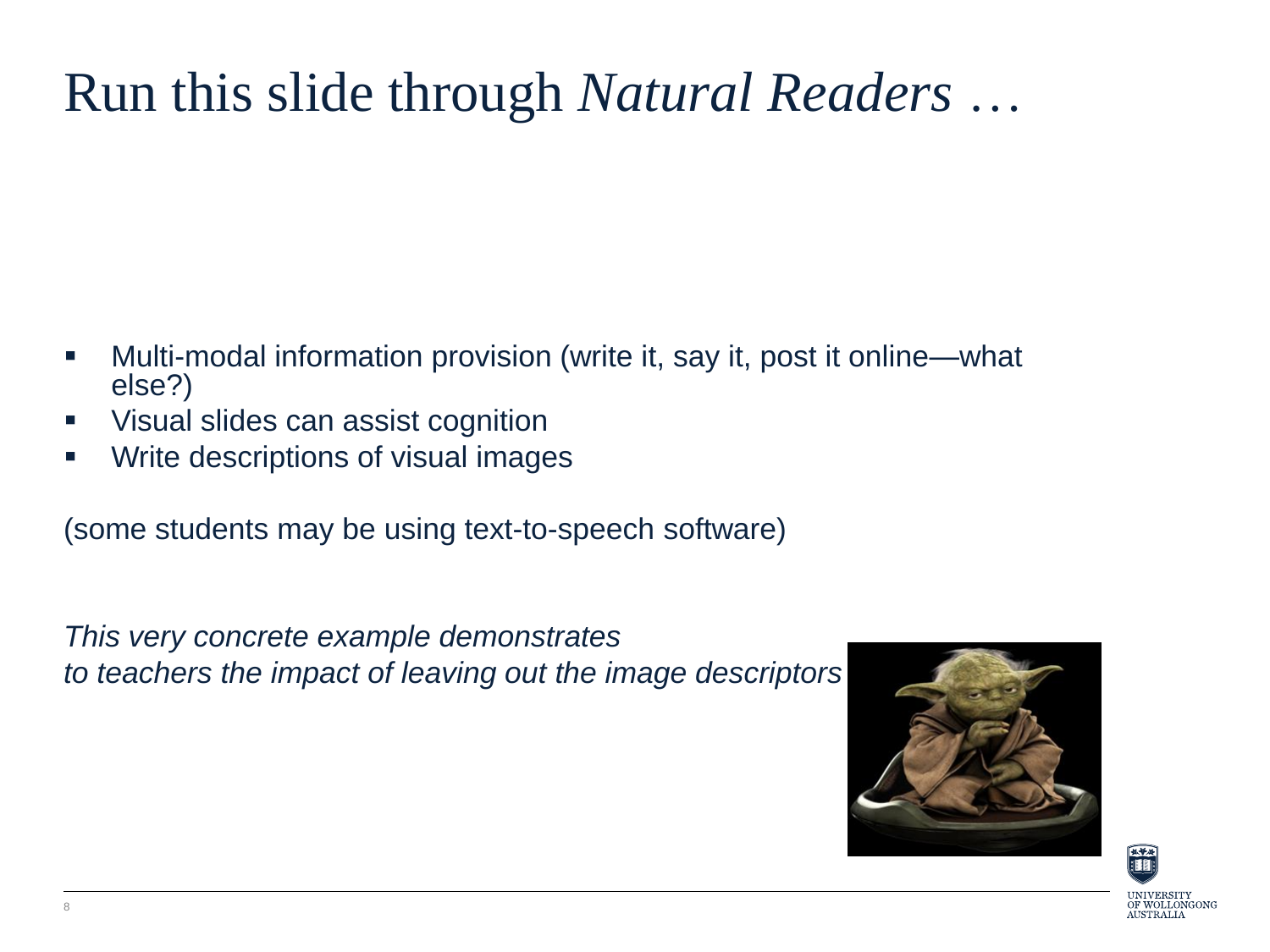# Run this slide through *Natural Readers* …

- Multi-modal information provision (write it, say it, post it online—what else?)
- Visual slides can assist cognition
- Write descriptions of visual images

(some students may be using text-to-speech software)

*This very concrete example demonstrates to teachers the impact of leaving out the image descriptors*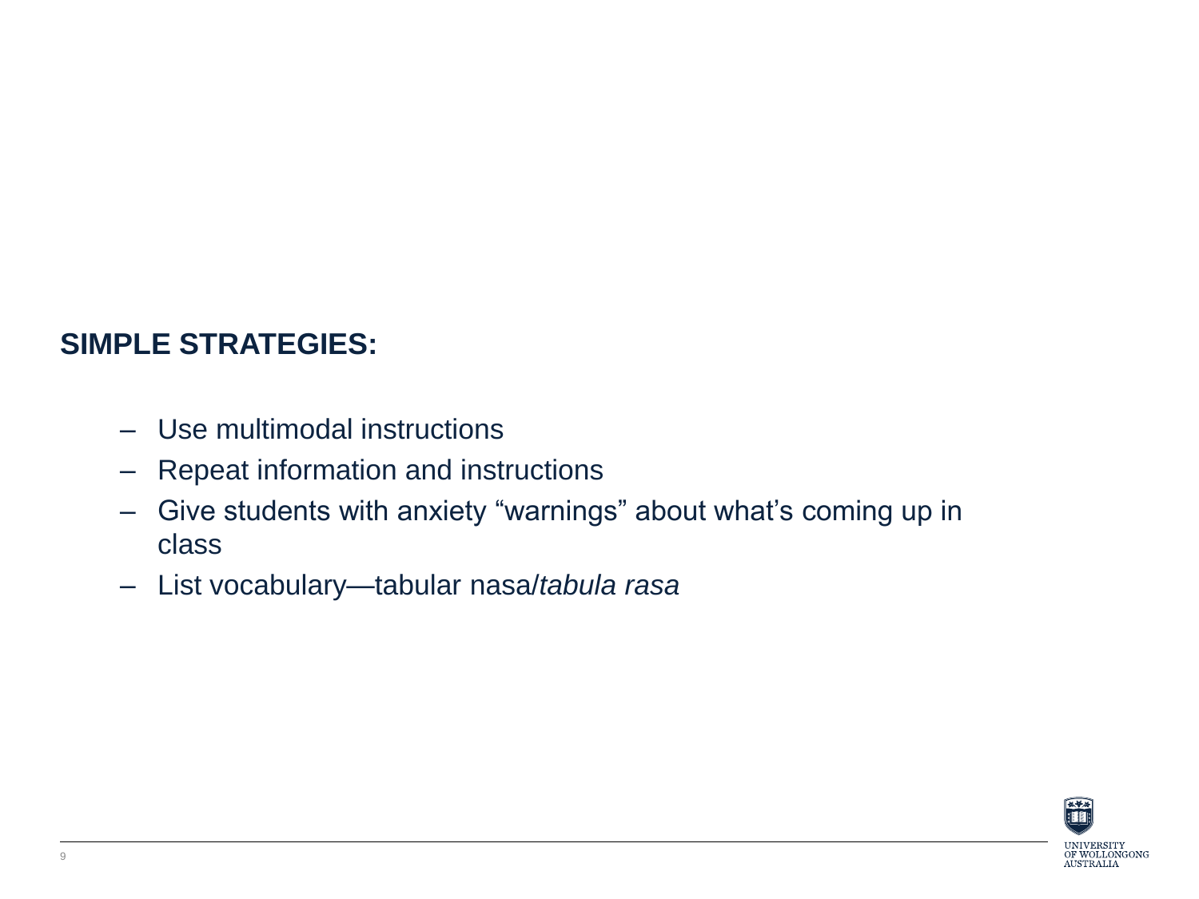**SIMPLE STRATEGIES:**

- Use multimodal instructions
- Repeat information and instructions
- Give students with anxiety “warnings” about what’s coming up in class
- List vocabulary—tabular nasa/*tabula rasa*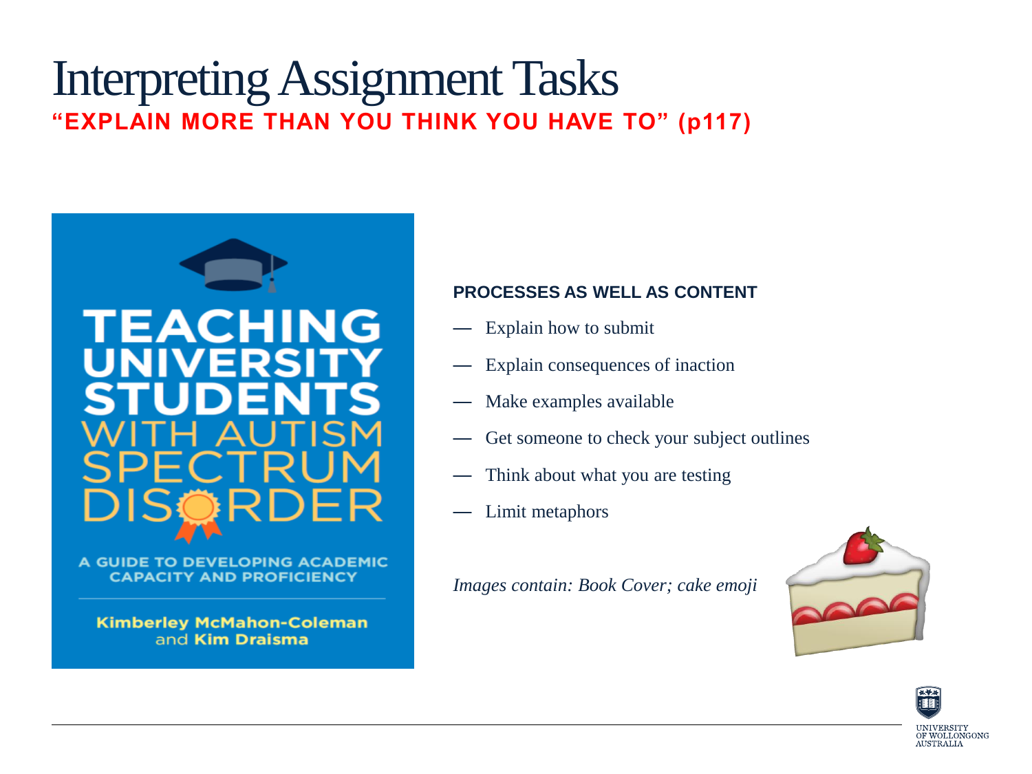# Interpreting Assignment Tasks

**"EXPLAIN MORE THAN YOU THINK YOU HAVE TO" (p117)**

**PROCESSES AS WELL AS CONTENT**

- Explain how to submit
- Explain consequences of inaction
- Make examples available
- Get someone to check your subject outlines
- Think about what you are testing
- Limit metaphors

*Images contain: Book Cover; cake emoji*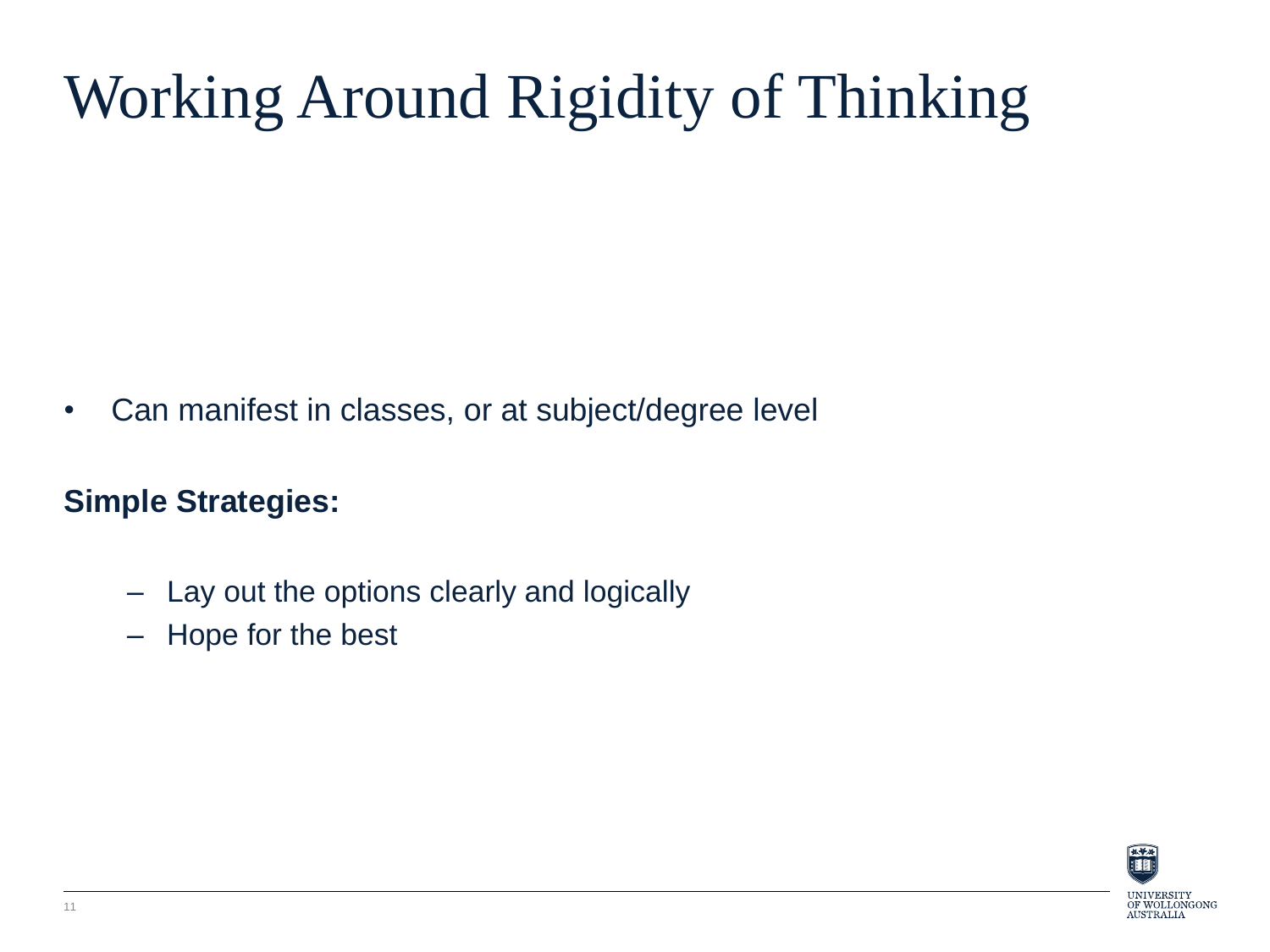# Working Around Rigidity of Thinking

- Can manifest in classes, or at subject/degree level

**Simple Strategies:**

  - Lay out the options clearly and logically
  - Hope for the best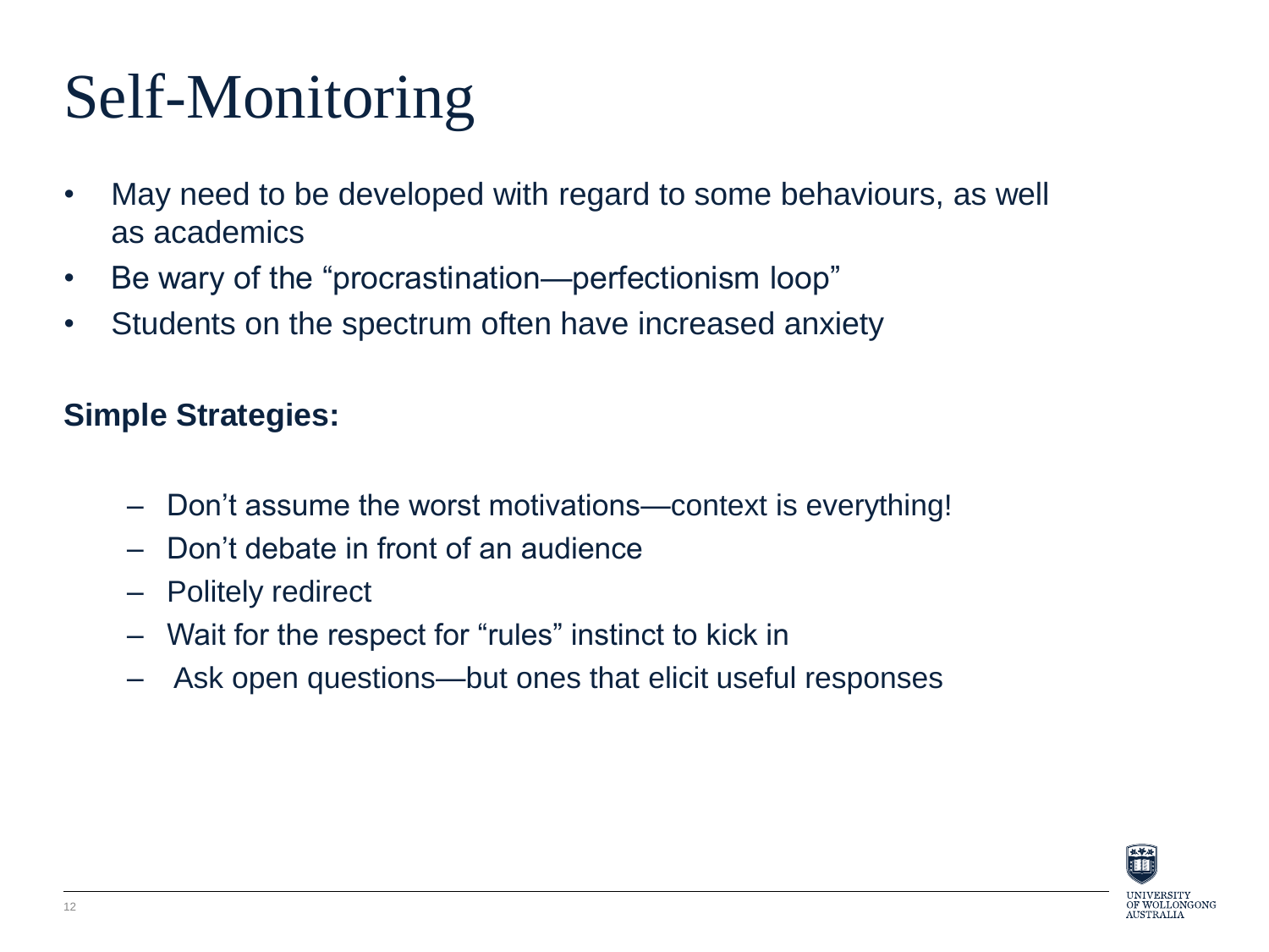# Self-Monitoring

- May need to be developed with regard to some behaviours, as well as academics
- Be wary of the “procrastination—perfectionism loop”
- Students on the spectrum often have increased anxiety

**Simple Strategies:**

- Don’t assume the worst motivations—context is everything!
- Don’t debate in front of an audience
- Politely redirect
- Wait for the respect for “rules” instinct to kick in
- Ask open questions—but ones that elicit useful responses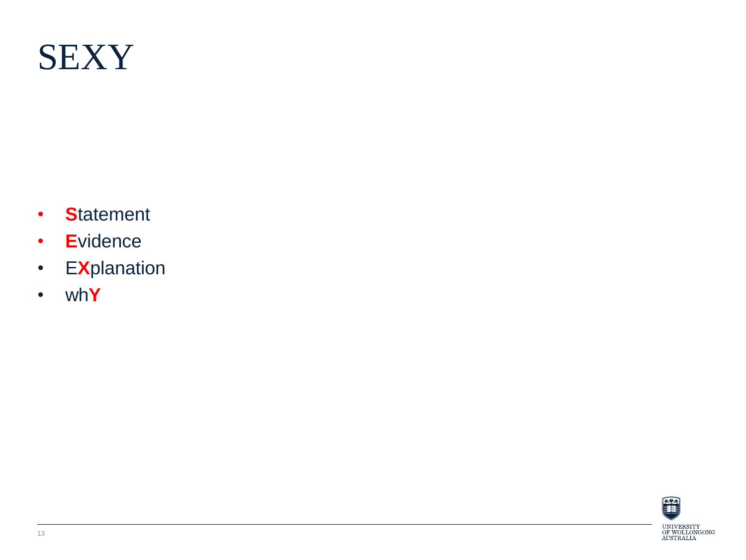# SEXY

- **S**tatement
- **E**vidence
- E**X**planation
- wh**Y**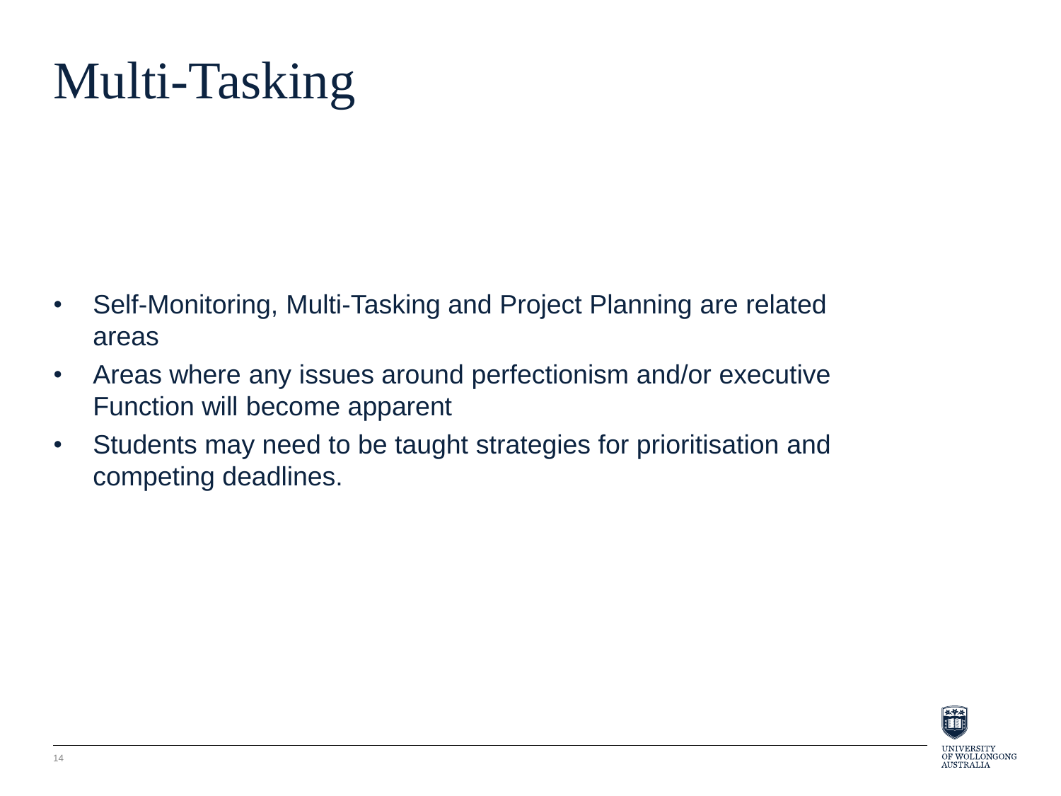# Multi-Tasking

- Self-Monitoring, Multi-Tasking and Project Planning are related areas
- Areas where any issues around perfectionism and/or executive Function will become apparent
- Students may need to be taught strategies for prioritisation and competing deadlines.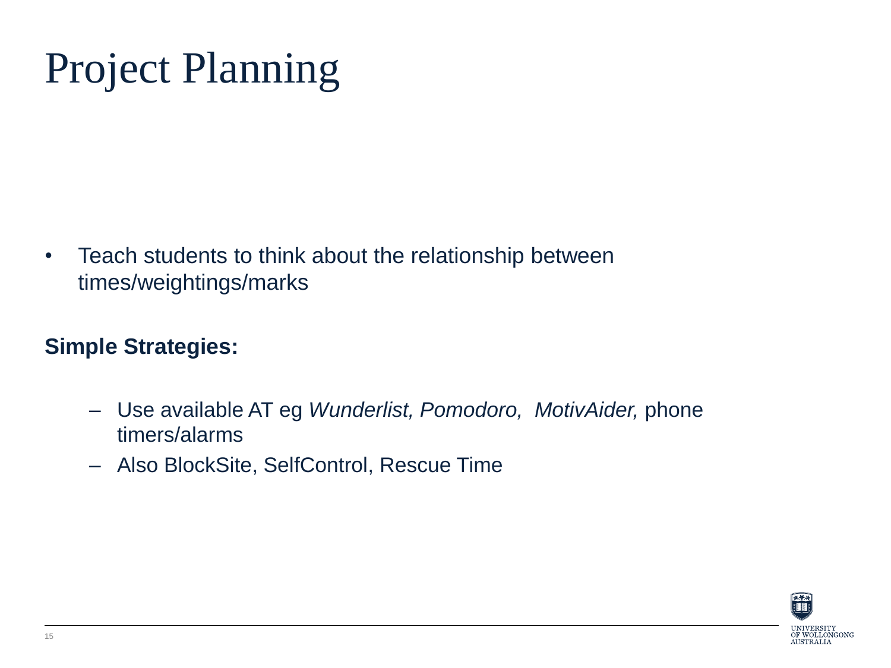# Project Planning

- Teach students to think about the relationship between times/weightings/marks

**Simple Strategies:**

  - Use available AT eg *Wunderlist, Pomodoro, MotivAider,* phone timers/alarms
  - Also BlockSite, SelfControl, Rescue Time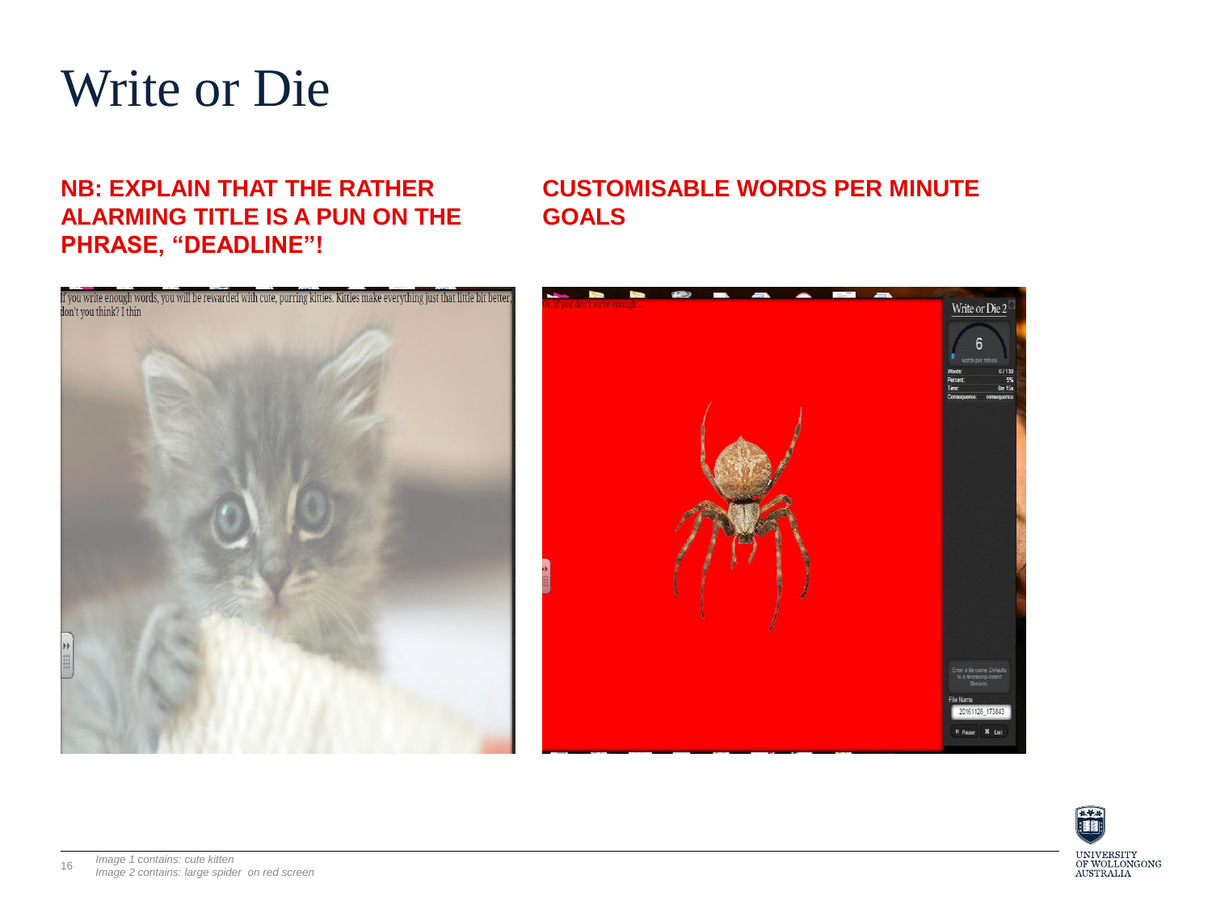# Write or Die

**NB: EXPLAIN THAT THE RATHER ALARMING TITLE IS A PUN ON THE PHRASE, "DEADLINE"!**

**CUSTOMISABLE WORDS PER MINUTE GOALS**

*Image 1 contains: cute kitten*
*Image 2 contains: large spider on red screen*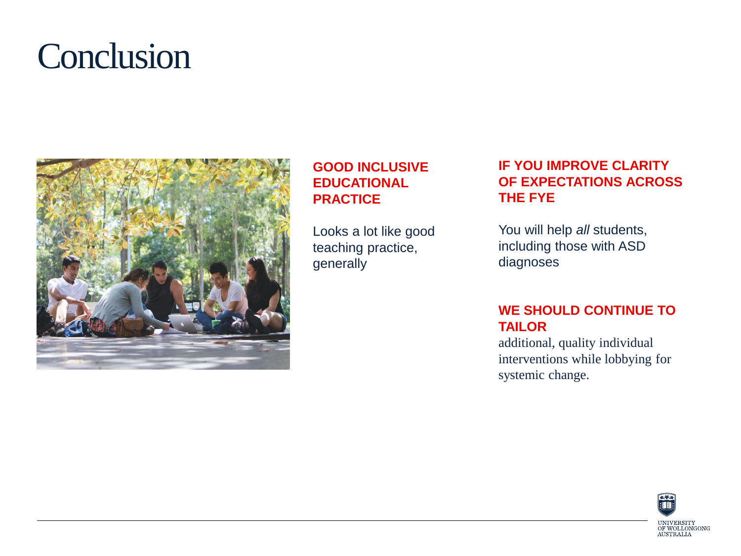# Conclusion

**GOOD INCLUSIVE EDUCATIONAL PRACTICE**

Looks a lot like good teaching practice, generally

**IF YOU IMPROVE CLARITY OF EXPECTATIONS ACROSS THE FYE**

You will help *all* students, including those with ASD diagnoses

**WE SHOULD CONTINUE TO TAILOR**

additional, quality individual interventions while lobbying for systemic change.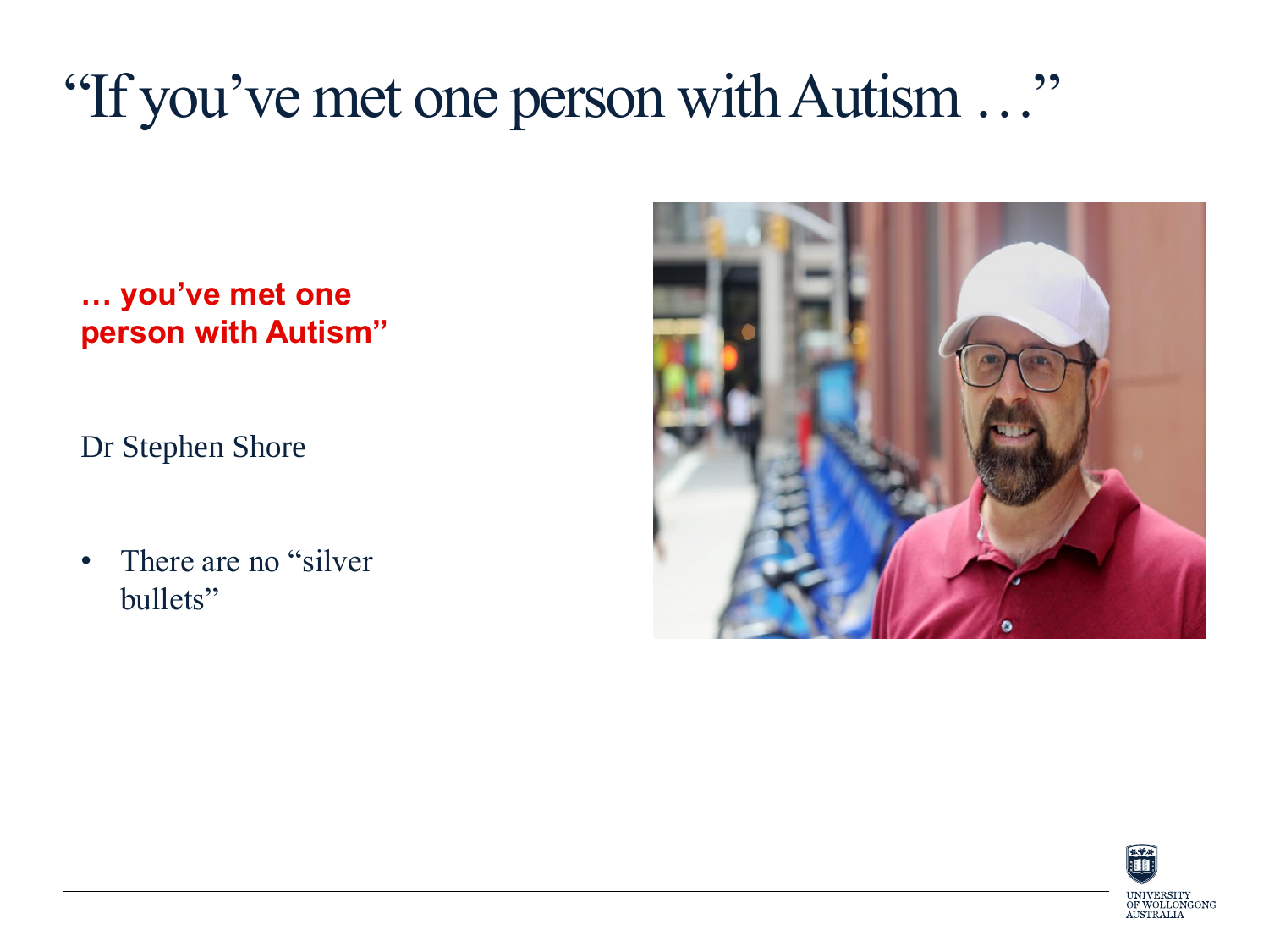# “If you’ve met one person with Autism …”

**… you’ve met one person with Autism”**

Dr Stephen Shore

- There are no “silver bullets”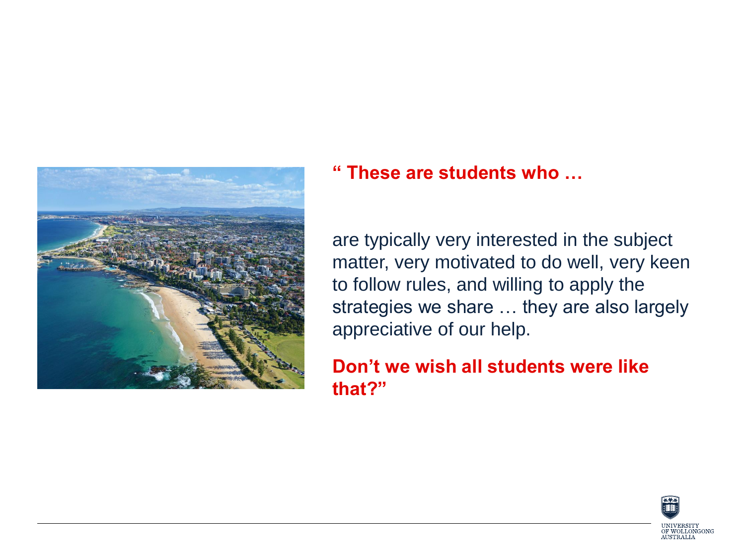**" These are students who …**

are typically very interested in the subject matter, very motivated to do well, very keen to follow rules, and willing to apply the strategies we share … they are also largely appreciative of our help.

**Don't we wish all students were like that?"**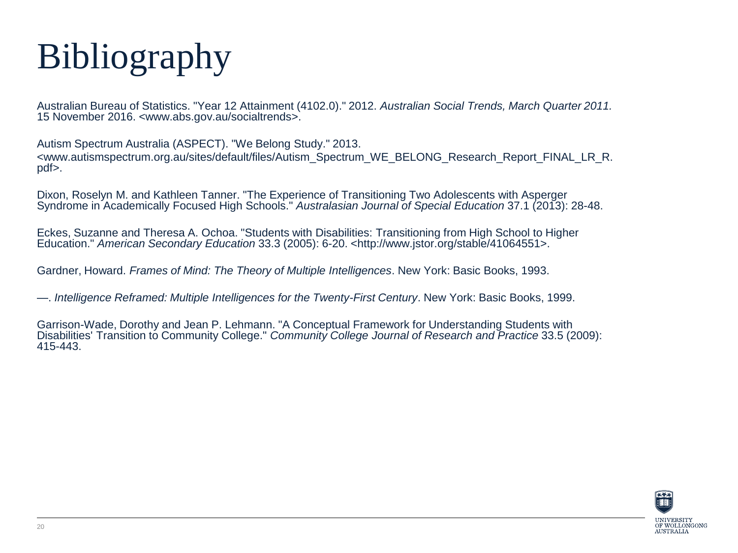# Bibliography

Australian Bureau of Statistics. "Year 12 Attainment (4102.0)." 2012. *Australian Social Trends, March Quarter 2011.* 15 November 2016. <www.abs.gov.au/socialtrends>.

Autism Spectrum Australia (ASPECT). "We Belong Study." 2013. <www.autismspectrum.org.au/sites/default/files/Autism_Spectrum_WE_BELONG_Research_Report_FINAL_LR_R.pdf>.

Dixon, Roselyn M. and Kathleen Tanner. "The Experience of Transitioning Two Adolescents with Asperger Syndrome in Academically Focused High Schools." *Australasian Journal of Special Education* 37.1 (2013): 28-48.

Eckes, Suzanne and Theresa A. Ochoa. "Students with Disabilities: Transitioning from High School to Higher Education." *American Secondary Education* 33.3 (2005): 6-20. <http://www.jstor.org/stable/41064551>.

Gardner, Howard. *Frames of Mind: The Theory of Multiple Intelligences*. New York: Basic Books, 1993.

—. *Intelligence Reframed: Multiple Intelligences for the Twenty-First Century*. New York: Basic Books, 1999.

Garrison-Wade, Dorothy and Jean P. Lehmann. "A Conceptual Framework for Understanding Students with Disabilities' Transition to Community College." *Community College Journal of Research and Practice* 33.5 (2009): 415-443.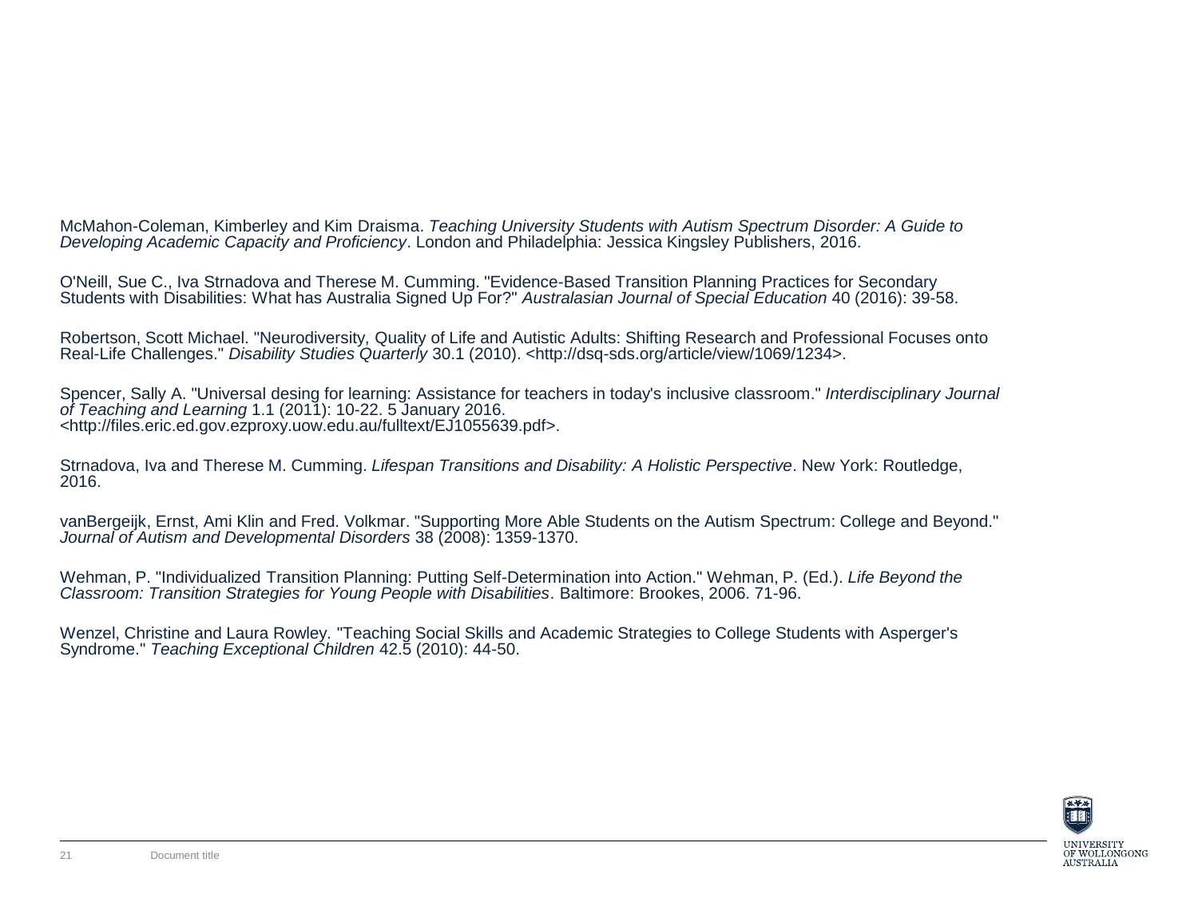McMahon-Coleman, Kimberley and Kim Draisma. *Teaching University Students with Autism Spectrum Disorder: A Guide to Developing Academic Capacity and Proficiency*. London and Philadelphia: Jessica Kingsley Publishers, 2016.

O'Neill, Sue C., Iva Strnadova and Therese M. Cumming. "Evidence-Based Transition Planning Practices for Secondary Students with Disabilities: What has Australia Signed Up For?" *Australasian Journal of Special Education* 40 (2016): 39-58.

Robertson, Scott Michael. "Neurodiversity, Quality of Life and Autistic Adults: Shifting Research and Professional Focuses onto Real-Life Challenges." *Disability Studies Quarterly* 30.1 (2010). <http://dsq-sds.org/article/view/1069/1234>.

Spencer, Sally A. "Universal desing for learning: Assistance for teachers in today's inclusive classroom." *Interdisciplinary Journal of Teaching and Learning* 1.1 (2011): 10-22. 5 January 2016. <http://files.eric.ed.gov.ezproxy.uow.edu.au/fulltext/EJ1055639.pdf>.

Strnadova, Iva and Therese M. Cumming. *Lifespan Transitions and Disability: A Holistic Perspective*. New York: Routledge, 2016.

vanBergeijk, Ernst, Ami Klin and Fred. Volkmar. "Supporting More Able Students on the Autism Spectrum: College and Beyond." *Journal of Autism and Developmental Disorders* 38 (2008): 1359-1370.

Wehman, P. "Individualized Transition Planning: Putting Self-Determination into Action." Wehman, P. (Ed.). *Life Beyond the Classroom: Transition Strategies for Young People with Disabilities*. Baltimore: Brookes, 2006. 71-96.

Wenzel, Christine and Laura Rowley. "Teaching Social Skills and Academic Strategies to College Students with Asperger's Syndrome." *Teaching Exceptional Children* 42.5 (2010): 44-50.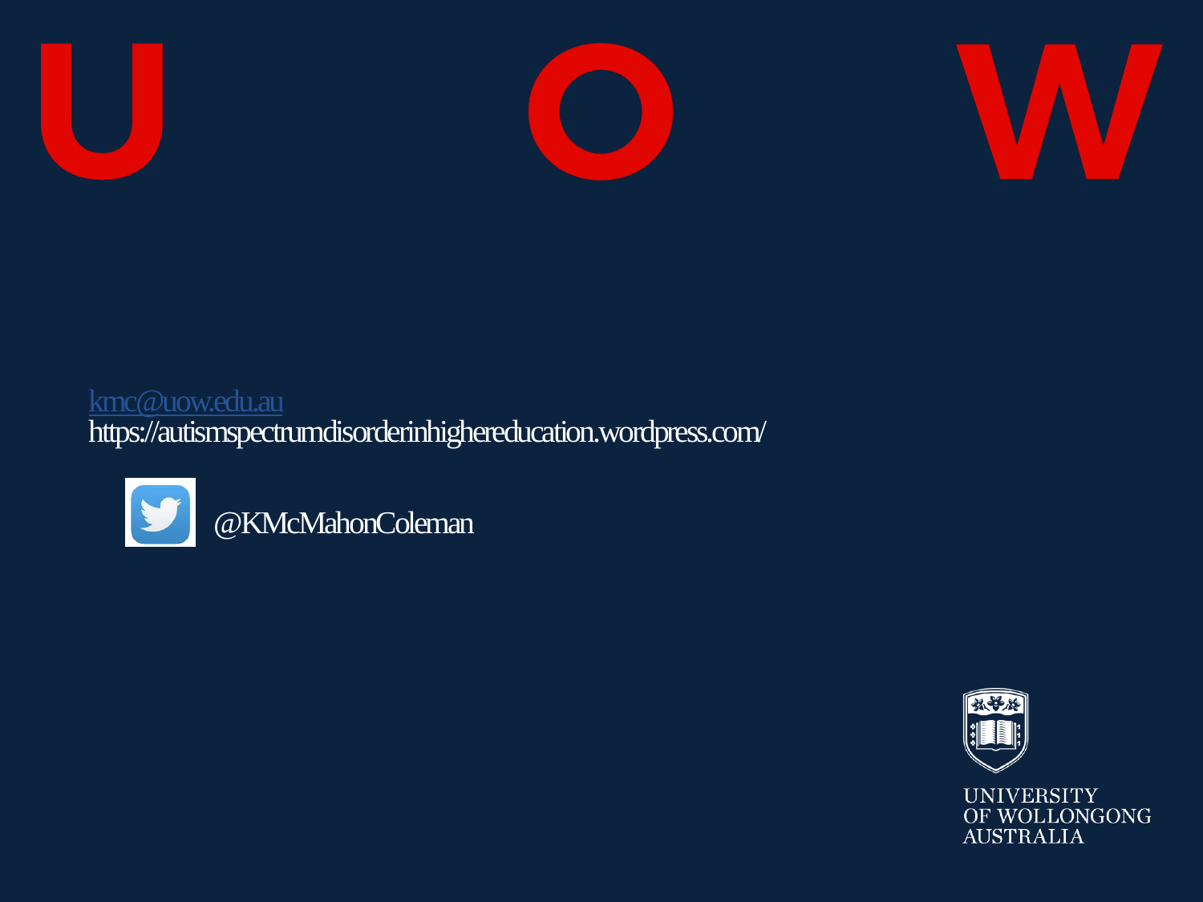U O W

kmc@uow.edu.au
https://autismspectrumdisorderinhighereducation.wordpress.com/

@KMcMahonColeman

UNIVERSITY
OF WOLLONGONG
AUSTRALIA